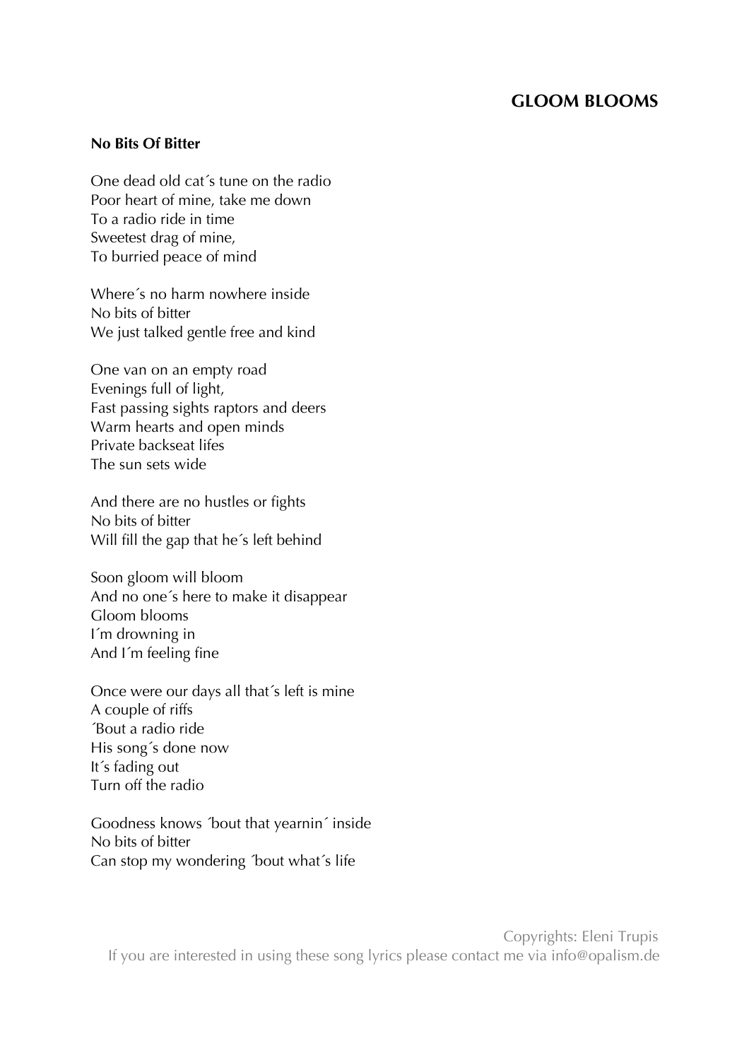# GLOOM BLOOMS

## No Bits Of Bitter

One dead old cat´s tune on the radio
Poor heart of mine, take me down
To a radio ride in time
Sweetest drag of mine,
To burried peace of mind

Where´s no harm nowhere inside
No bits of bitter
We just talked gentle free and kind

One van on an empty road
Evenings full of light,
Fast passing sights raptors and deers
Warm hearts and open minds
Private backseat lifes
The sun sets wide

And there are no hustles or fights
No bits of bitter
Will fill the gap that he´s left behind

Soon gloom will bloom
And no one´s here to make it disappear
Gloom blooms
I´m drowning in
And I´m feeling fine

Once were our days all that´s left is mine
A couple of riffs
´Bout a radio ride
His song´s done now
It´s fading out
Turn off the radio

Goodness knows ´bout that yearnin´ inside
No bits of bitter
Can stop my wondering ´bout what´s life

Copyrights: Eleni Trupis
If you are interested in using these song lyrics please contact me via info@opalism.de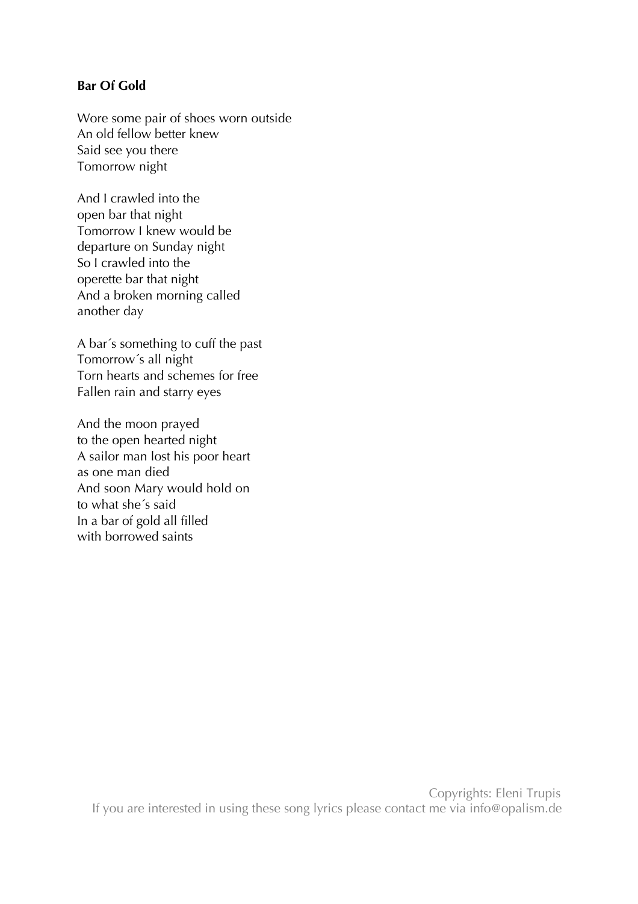**Bar Of Gold**

Wore some pair of shoes worn outside
An old fellow better knew
Said see you there
Tomorrow night

And I crawled into the
open bar that night
Tomorrow I knew would be
departure on Sunday night
So I crawled into the
operette bar that night
And a broken morning called
another day

A bar´s something to cuff the past
Tomorrow´s all night
Torn hearts and schemes for free
Fallen rain and starry eyes

And the moon prayed
to the open hearted night
A sailor man lost his poor heart
as one man died
And soon Mary would hold on
to what she´s said
In a bar of gold all filled
with borrowed saints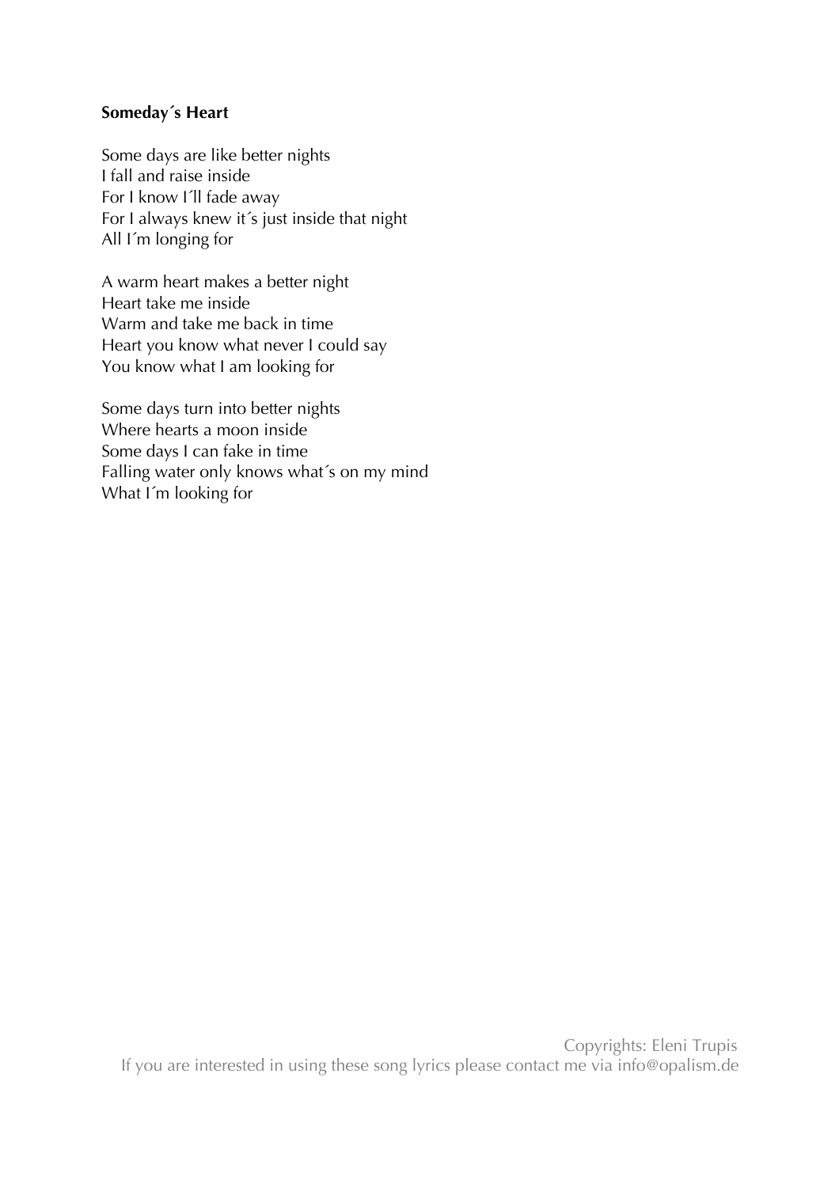**Someday´s Heart**

Some days are like better nights  
I fall and raise inside  
For I know I´ll fade away  
For I always knew it´s just inside that night  
All I´m longing for

A warm heart makes a better night  
Heart take me inside  
Warm and take me back in time  
Heart you know what never I could say  
You know what I am looking for

Some days turn into better nights  
Where hearts a moon inside  
Some days I can fake in time  
Falling water only knows what´s on my mind  
What I´m looking for

Copyrights: Eleni Trupis  
If you are interested in using these song lyrics please contact me via info@opalism.de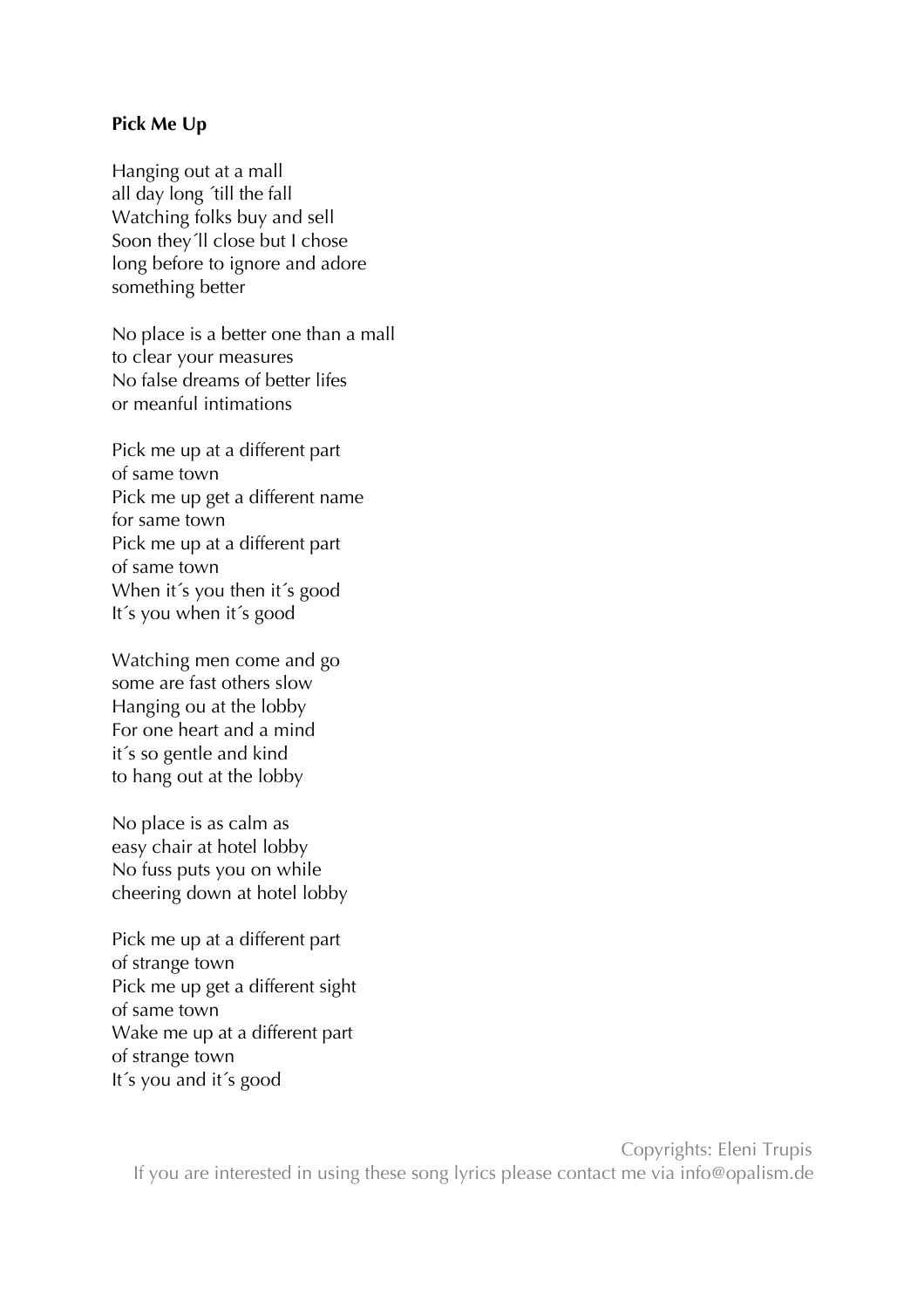**Pick Me Up**

Hanging out at a mall
all day long ´till the fall
Watching folks buy and sell
Soon they´ll close but I chose
long before to ignore and adore
something better

No place is a better one than a mall
to clear your measures
No false dreams of better lifes
or meanful intimations

Pick me up at a different part
of same town
Pick me up get a different name
for same town
Pick me up at a different part
of same town
When it´s you then it´s good
It´s you when it´s good

Watching men come and go
some are fast others slow
Hanging ou at the lobby
For one heart and a mind
it´s so gentle and kind
to hang out at the lobby

No place is as calm as
easy chair at hotel lobby
No fuss puts you on while
cheering down at hotel lobby

Pick me up at a different part
of strange town
Pick me up get a different sight
of same town
Wake me up at a different part
of strange town
It´s you and it´s good

Copyrights: Eleni Trupis
If you are interested in using these song lyrics please contact me via info@opalism.de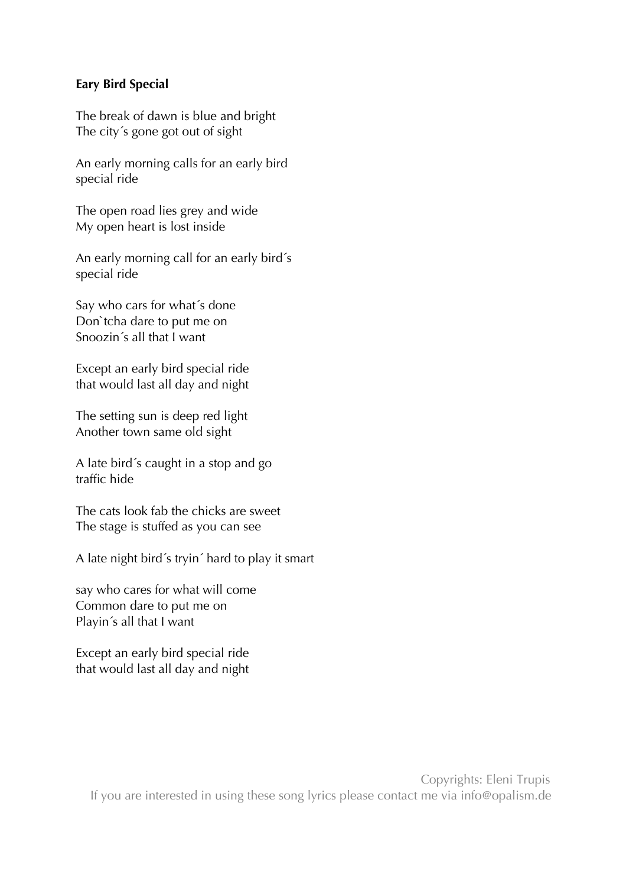**Eary Bird Special**

The break of dawn is blue and bright
The city´s gone got out of sight

An early morning calls for an early bird
special ride

The open road lies grey and wide
My open heart is lost inside

An early morning call for an early bird´s
special ride

Say who cars for what´s done
Don`tcha dare to put me on
Snoozin´s all that I want

Except an early bird special ride
that would last all day and night

The setting sun is deep red light
Another town same old sight

A late bird´s caught in a stop and go
traffic hide

The cats look fab the chicks are sweet
The stage is stuffed as you can see

A late night bird´s tryin´ hard to play it smart

say who cares for what will come
Common dare to put me on
Playin´s all that I want

Except an early bird special ride
that would last all day and night

Copyrights: Eleni Trupis
If you are interested in using these song lyrics please contact me via info@opalism.de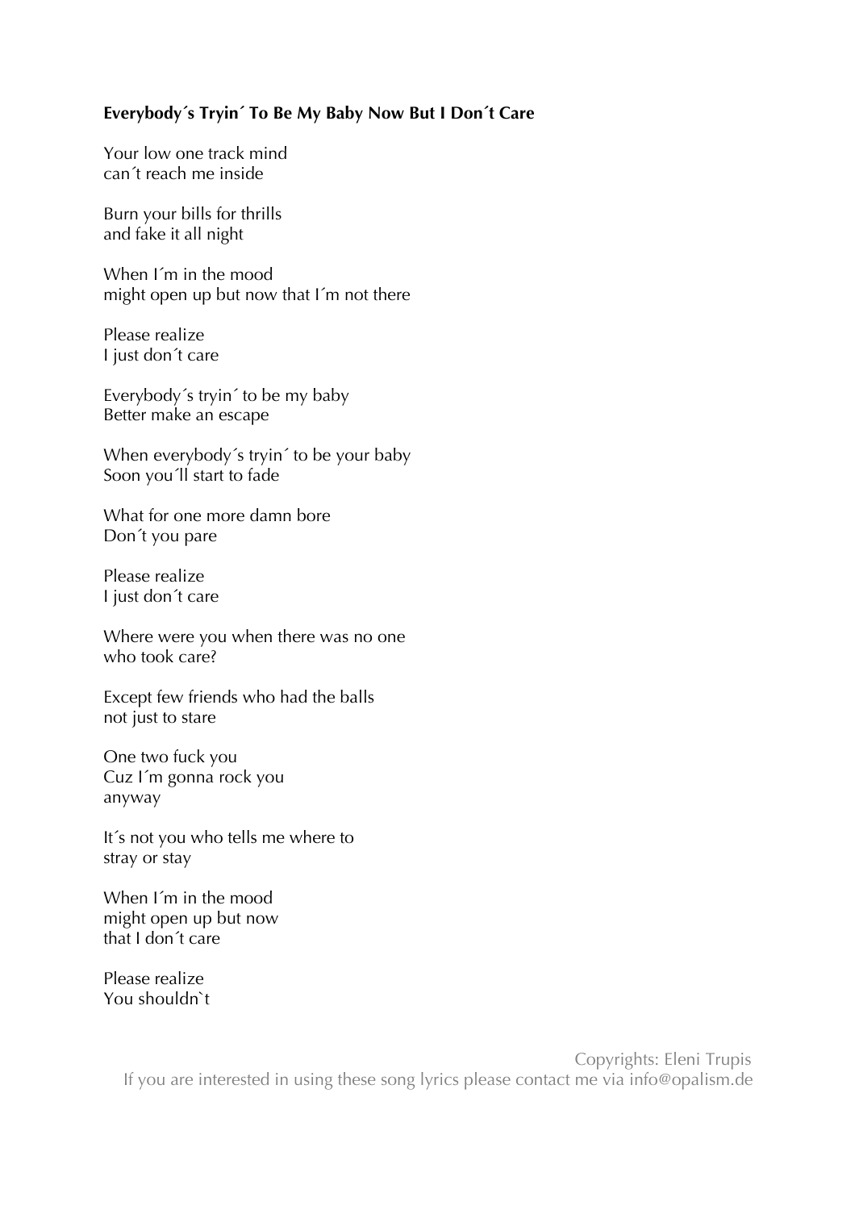**Everybody´s Tryin´ To Be My Baby Now But I Don´t Care**

Your low one track mind
can´t reach me inside

Burn your bills for thrills
and fake it all night

When I´m in the mood
might open up but now that I´m not there

Please realize
I just don´t care

Everybody´s tryin´ to be my baby
Better make an escape

When everybody´s tryin´ to be your baby
Soon you´ll start to fade

What for one more damn bore
Don´t you pare

Please realize
I just don´t care

Where were you when there was no one
who took care?

Except few friends who had the balls
not just to stare

One two fuck you
Cuz I´m gonna rock you
anyway

It´s not you who tells me where to
stray or stay

When I´m in the mood
might open up but now
that I don´t care

Please realize
You shouldn`t

Copyrights: Eleni Trupis
If you are interested in using these song lyrics please contact me via info@opalism.de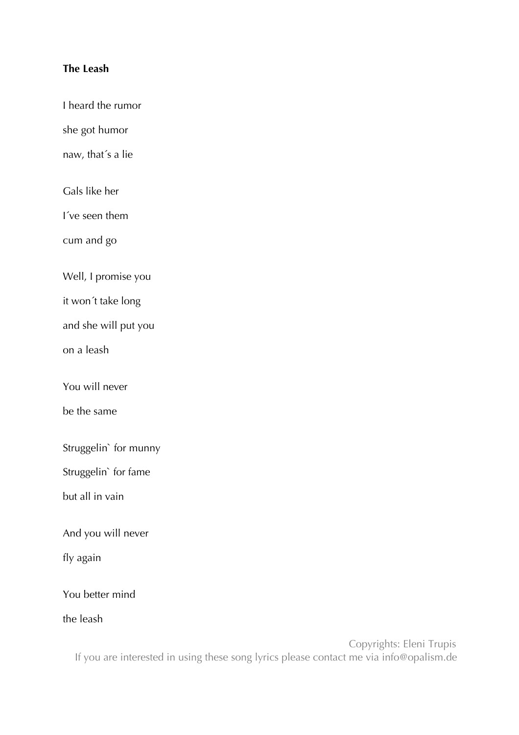**The Leash**

I heard the rumor

she got humor

naw, that´s a lie

Gals like her

I´ve seen them

cum and go

Well, I promise you

it won´t take long

and she will put you

on a leash

You will never

be the same

Struggelin` for munny

Struggelin` for fame

but all in vain

And you will never

fly again

You better mind

the leash

Copyrights: Eleni Trupis

If you are interested in using these song lyrics please contact me via info@opalism.de